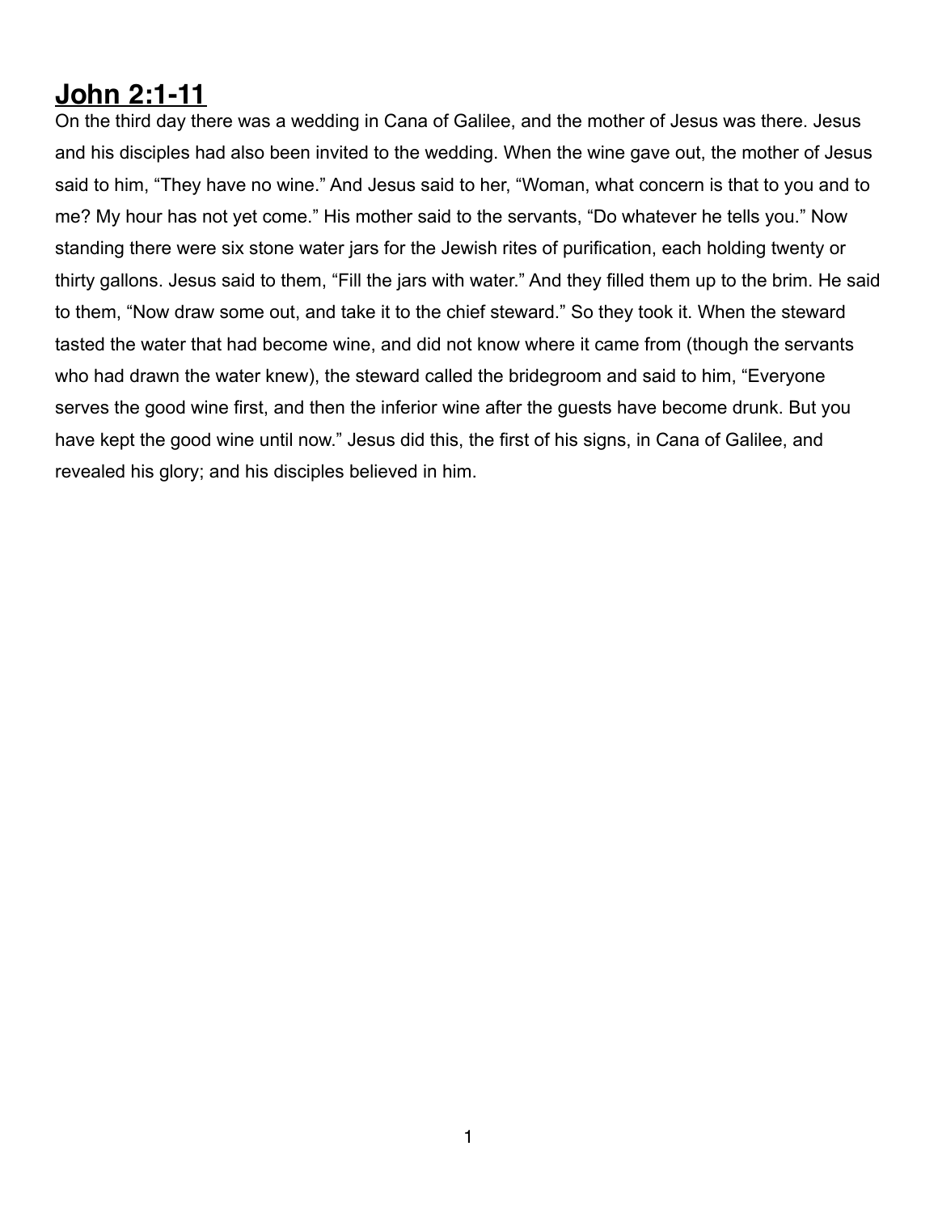# John 2:1-11

On the third day there was a wedding in Cana of Galilee, and the mother of Jesus was there. Jesus and his disciples had also been invited to the wedding. When the wine gave out, the mother of Jesus said to him, “They have no wine.” And Jesus said to her, “Woman, what concern is that to you and to me? My hour has not yet come.” His mother said to the servants, “Do whatever he tells you.” Now standing there were six stone water jars for the Jewish rites of purification, each holding twenty or thirty gallons. Jesus said to them, “Fill the jars with water.” And they filled them up to the brim. He said to them, “Now draw some out, and take it to the chief steward.” So they took it. When the steward tasted the water that had become wine, and did not know where it came from (though the servants who had drawn the water knew), the steward called the bridegroom and said to him, “Everyone serves the good wine first, and then the inferior wine after the guests have become drunk. But you have kept the good wine until now.” Jesus did this, the first of his signs, in Cana of Galilee, and revealed his glory; and his disciples believed in him.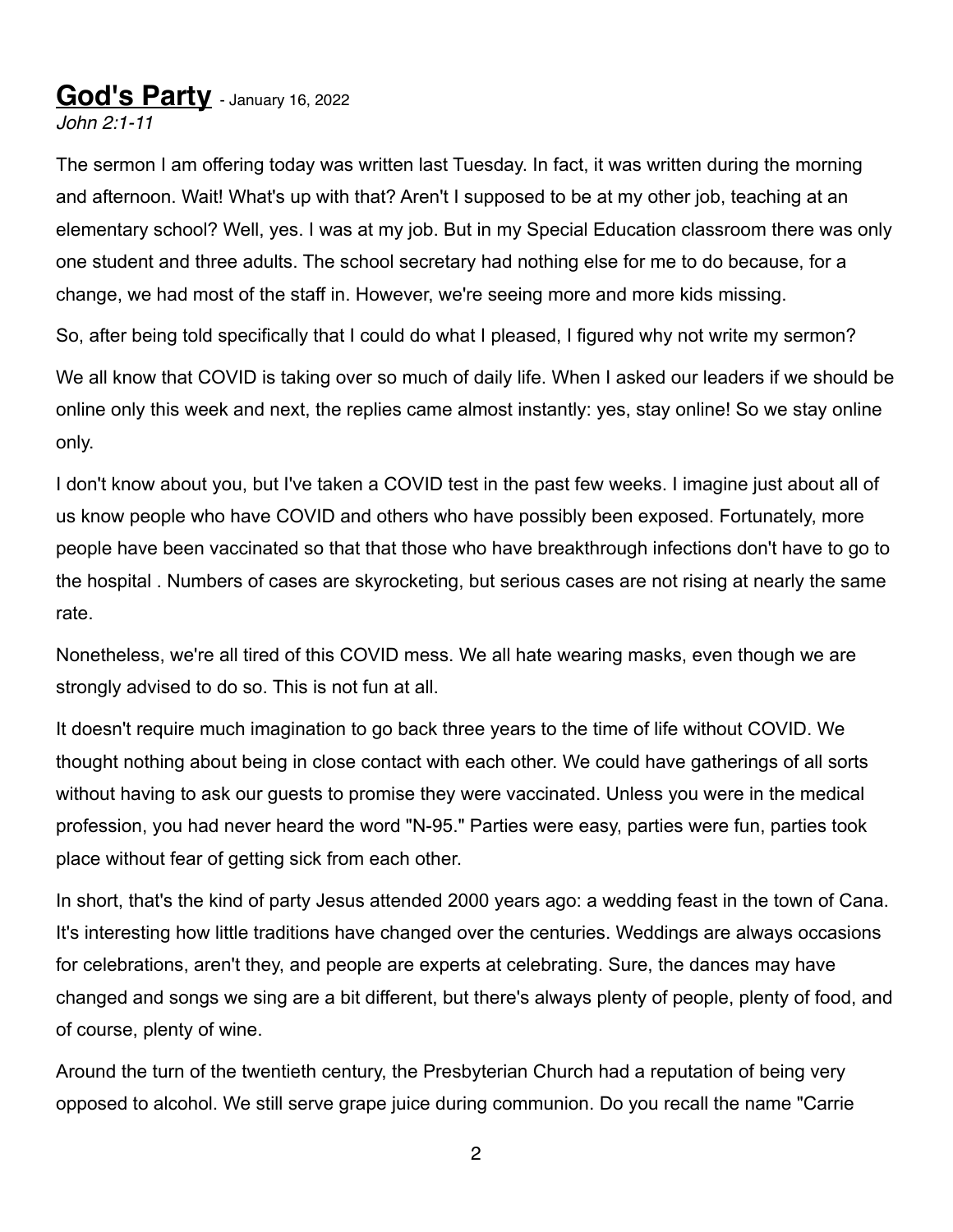# **God's Party** - January 16, 2022

*John 2:1-11*

The sermon I am offering today was written last Tuesday. In fact, it was written during the morning and afternoon. Wait! What's up with that? Aren't I supposed to be at my other job, teaching at an elementary school? Well, yes. I was at my job. But in my Special Education classroom there was only one student and three adults. The school secretary had nothing else for me to do because, for a change, we had most of the staff in. However, we're seeing more and more kids missing.

So, after being told specifically that I could do what I pleased, I figured why not write my sermon?

We all know that COVID is taking over so much of daily life. When I asked our leaders if we should be online only this week and next, the replies came almost instantly: yes, stay online! So we stay online only.

I don't know about you, but I've taken a COVID test in the past few weeks. I imagine just about all of us know people who have COVID and others who have possibly been exposed. Fortunately, more people have been vaccinated so that that those who have breakthrough infections don't have to go to the hospital . Numbers of cases are skyrocketing, but serious cases are not rising at nearly the same rate.

Nonetheless, we're all tired of this COVID mess. We all hate wearing masks, even though we are strongly advised to do so. This is not fun at all.

It doesn't require much imagination to go back three years to the time of life without COVID. We thought nothing about being in close contact with each other. We could have gatherings of all sorts without having to ask our guests to promise they were vaccinated. Unless you were in the medical profession, you had never heard the word "N-95." Parties were easy, parties were fun, parties took place without fear of getting sick from each other.

In short, that's the kind of party Jesus attended 2000 years ago: a wedding feast in the town of Cana. It's interesting how little traditions have changed over the centuries. Weddings are always occasions for celebrations, aren't they, and people are experts at celebrating. Sure, the dances may have changed and songs we sing are a bit different, but there's always plenty of people, plenty of food, and of course, plenty of wine.

Around the turn of the twentieth century, the Presbyterian Church had a reputation of being very opposed to alcohol. We still serve grape juice during communion. Do you recall the name "Carrie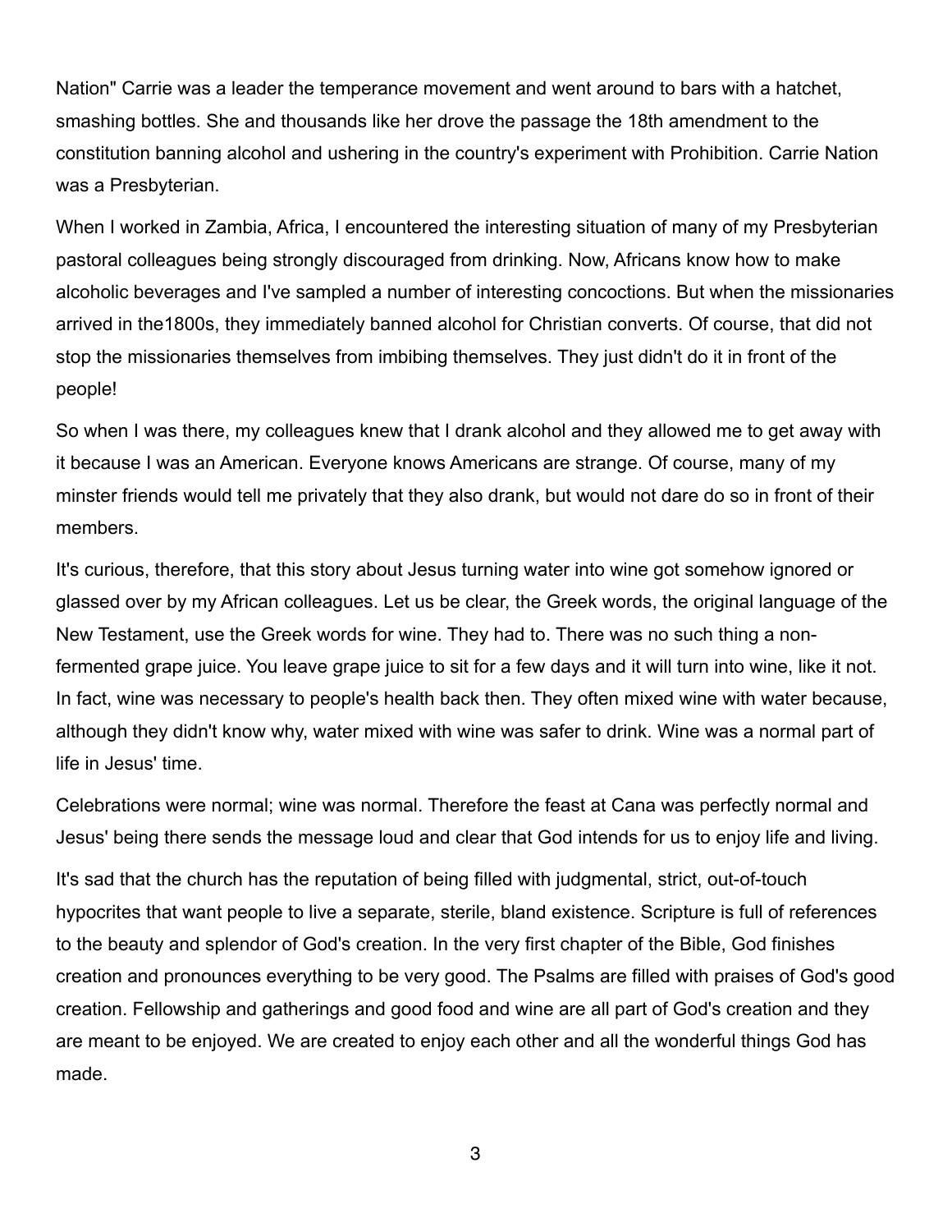Nation" Carrie was a leader the temperance movement and went around to bars with a hatchet, smashing bottles. She and thousands like her drove the passage the 18th amendment to the constitution banning alcohol and ushering in the country's experiment with Prohibition. Carrie Nation was a Presbyterian.

When I worked in Zambia, Africa, I encountered the interesting situation of many of my Presbyterian pastoral colleagues being strongly discouraged from drinking. Now, Africans know how to make alcoholic beverages and I've sampled a number of interesting concoctions. But when the missionaries arrived in the1800s, they immediately banned alcohol for Christian converts. Of course, that did not stop the missionaries themselves from imbibing themselves. They just didn't do it in front of the people!

So when I was there, my colleagues knew that I drank alcohol and they allowed me to get away with it because I was an American. Everyone knows Americans are strange. Of course, many of my minster friends would tell me privately that they also drank, but would not dare do so in front of their members.

It's curious, therefore, that this story about Jesus turning water into wine got somehow ignored or glassed over by my African colleagues. Let us be clear, the Greek words, the original language of the New Testament, use the Greek words for wine. They had to. There was no such thing a non-fermented grape juice. You leave grape juice to sit for a few days and it will turn into wine, like it not. In fact, wine was necessary to people's health back then. They often mixed wine with water because, although they didn't know why, water mixed with wine was safer to drink. Wine was a normal part of life in Jesus' time.

Celebrations were normal; wine was normal. Therefore the feast at Cana was perfectly normal and Jesus' being there sends the message loud and clear that God intends for us to enjoy life and living.

It's sad that the church has the reputation of being filled with judgmental, strict, out-of-touch hypocrites that want people to live a separate, sterile, bland existence. Scripture is full of references to the beauty and splendor of God's creation. In the very first chapter of the Bible, God finishes creation and pronounces everything to be very good. The Psalms are filled with praises of God's good creation. Fellowship and gatherings and good food and wine are all part of God's creation and they are meant to be enjoyed. We are created to enjoy each other and all the wonderful things God has made.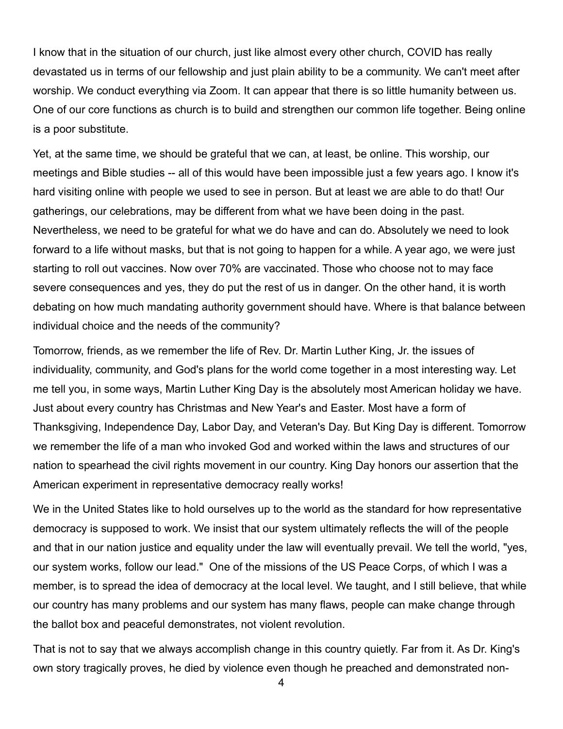I know that in the situation of our church, just like almost every other church, COVID has really devastated us in terms of our fellowship and just plain ability to be a community. We can't meet after worship. We conduct everything via Zoom. It can appear that there is so little humanity between us. One of our core functions as church is to build and strengthen our common life together. Being online is a poor substitute.

Yet, at the same time, we should be grateful that we can, at least, be online. This worship, our meetings and Bible studies -- all of this would have been impossible just a few years ago. I know it's hard visiting online with people we used to see in person. But at least we are able to do that! Our gatherings, our celebrations, may be different from what we have been doing in the past. Nevertheless, we need to be grateful for what we do have and can do. Absolutely we need to look forward to a life without masks, but that is not going to happen for a while. A year ago, we were just starting to roll out vaccines. Now over 70% are vaccinated. Those who choose not to may face severe consequences and yes, they do put the rest of us in danger. On the other hand, it is worth debating on how much mandating authority government should have. Where is that balance between individual choice and the needs of the community?

Tomorrow, friends, as we remember the life of Rev. Dr. Martin Luther King, Jr. the issues of individuality, community, and God's plans for the world come together in a most interesting way. Let me tell you, in some ways, Martin Luther King Day is the absolutely most American holiday we have. Just about every country has Christmas and New Year's and Easter. Most have a form of Thanksgiving, Independence Day, Labor Day, and Veteran's Day. But King Day is different. Tomorrow we remember the life of a man who invoked God and worked within the laws and structures of our nation to spearhead the civil rights movement in our country. King Day honors our assertion that the American experiment in representative democracy really works!

We in the United States like to hold ourselves up to the world as the standard for how representative democracy is supposed to work. We insist that our system ultimately reflects the will of the people and that in our nation justice and equality under the law will eventually prevail. We tell the world, "yes, our system works, follow our lead." One of the missions of the US Peace Corps, of which I was a member, is to spread the idea of democracy at the local level. We taught, and I still believe, that while our country has many problems and our system has many flaws, people can make change through the ballot box and peaceful demonstrates, not violent revolution.

That is not to say that we always accomplish change in this country quietly. Far from it. As Dr. King's own story tragically proves, he died by violence even though he preached and demonstrated non-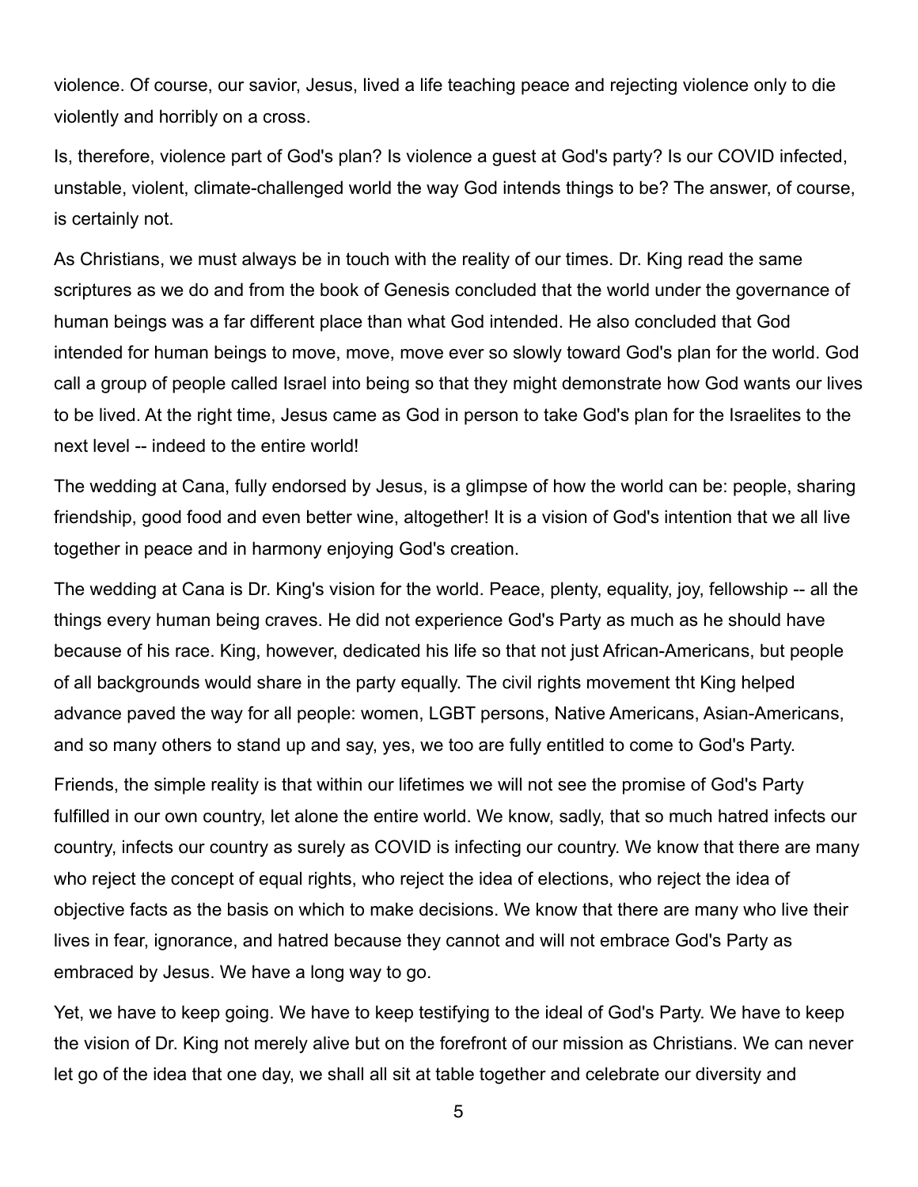violence. Of course, our savior, Jesus, lived a life teaching peace and rejecting violence only to die violently and horribly on a cross.

Is, therefore, violence part of God's plan? Is violence a guest at God's party? Is our COVID infected, unstable, violent, climate-challenged world the way God intends things to be? The answer, of course, is certainly not.

As Christians, we must always be in touch with the reality of our times. Dr. King read the same scriptures as we do and from the book of Genesis concluded that the world under the governance of human beings was a far different place than what God intended. He also concluded that God intended for human beings to move, move, move ever so slowly toward God's plan for the world. God call a group of people called Israel into being so that they might demonstrate how God wants our lives to be lived. At the right time, Jesus came as God in person to take God's plan for the Israelites to the next level -- indeed to the entire world!

The wedding at Cana, fully endorsed by Jesus, is a glimpse of how the world can be: people, sharing friendship, good food and even better wine, altogether! It is a vision of God's intention that we all live together in peace and in harmony enjoying God's creation.

The wedding at Cana is Dr. King's vision for the world. Peace, plenty, equality, joy, fellowship -- all the things every human being craves. He did not experience God's Party as much as he should have because of his race. King, however, dedicated his life so that not just African-Americans, but people of all backgrounds would share in the party equally. The civil rights movement tht King helped advance paved the way for all people: women, LGBT persons, Native Americans, Asian-Americans, and so many others to stand up and say, yes, we too are fully entitled to come to God's Party.

Friends, the simple reality is that within our lifetimes we will not see the promise of God's Party fulfilled in our own country, let alone the entire world. We know, sadly, that so much hatred infects our country, infects our country as surely as COVID is infecting our country. We know that there are many who reject the concept of equal rights, who reject the idea of elections, who reject the idea of objective facts as the basis on which to make decisions. We know that there are many who live their lives in fear, ignorance, and hatred because they cannot and will not embrace God's Party as embraced by Jesus. We have a long way to go.

Yet, we have to keep going. We have to keep testifying to the ideal of God's Party. We have to keep the vision of Dr. King not merely alive but on the forefront of our mission as Christians. We can never let go of the idea that one day, we shall all sit at table together and celebrate our diversity and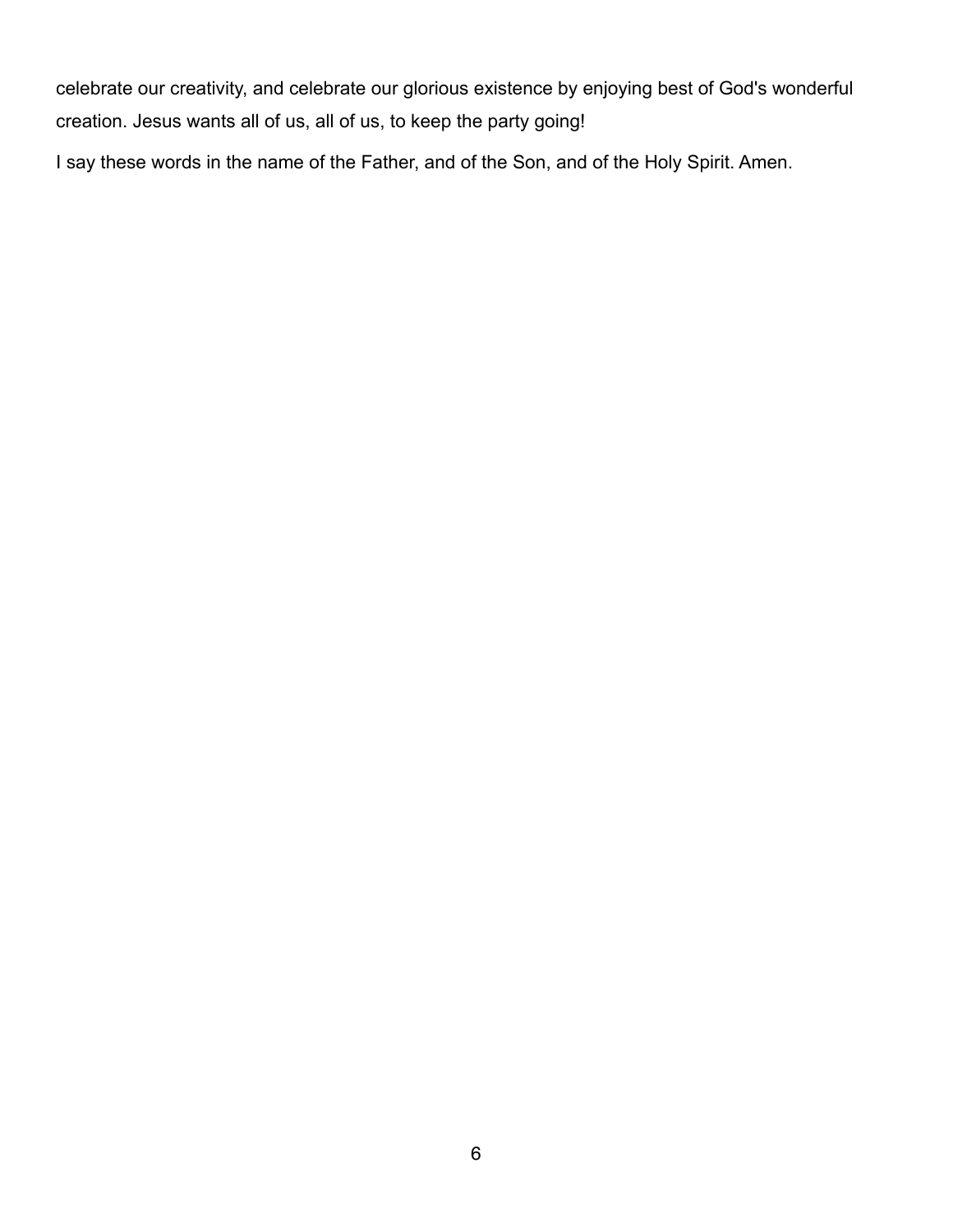celebrate our creativity, and celebrate our glorious existence by enjoying best of God's wonderful creation. Jesus wants all of us, all of us, to keep the party going!

I say these words in the name of the Father, and of the Son, and of the Holy Spirit. Amen.